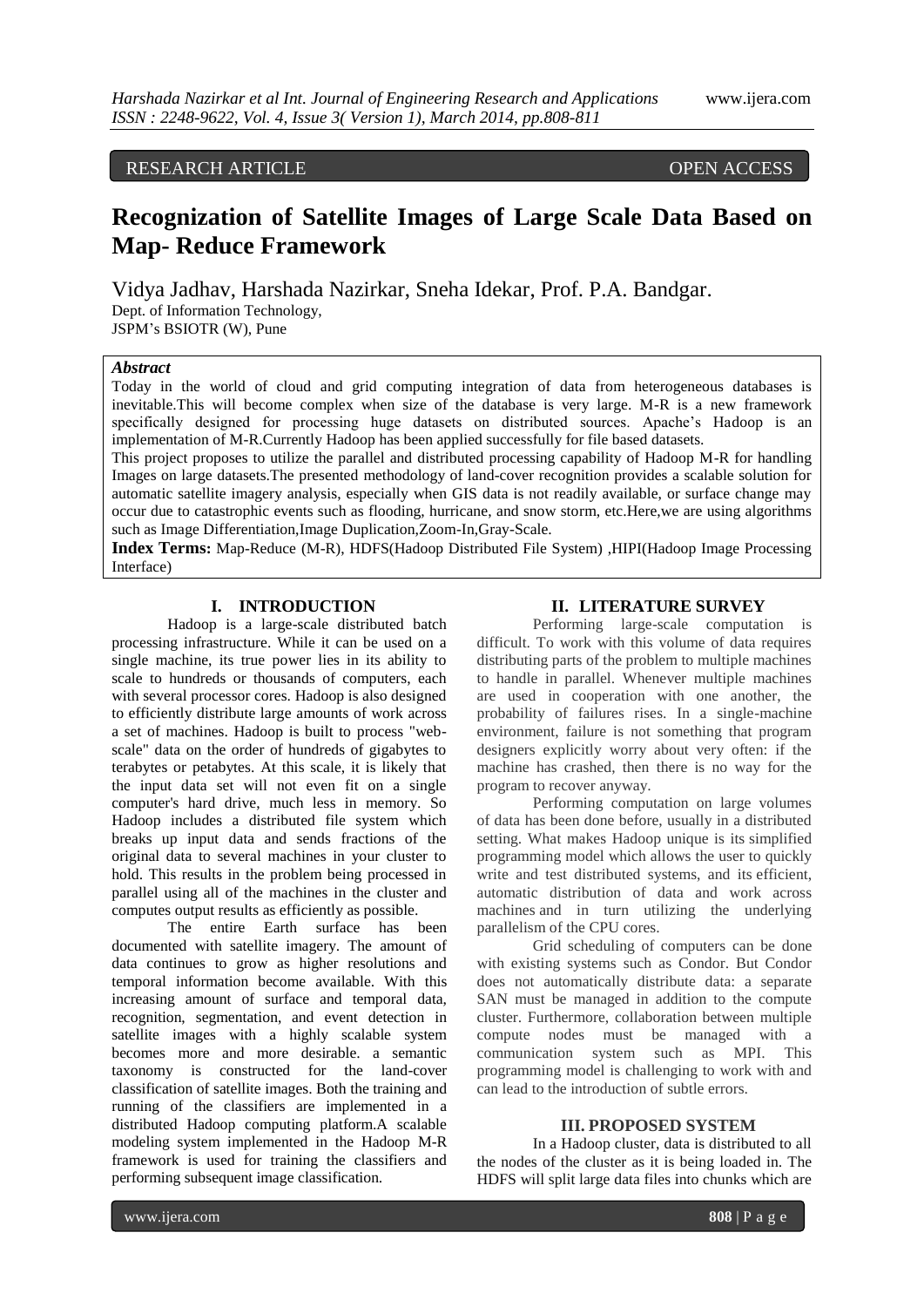RESEARCH ARTICLE OPEN ACCESS

# Recognization of Satellite Images of Large Scale Data Based on Map- Reduce Framework

Vidya Jadhav, Harshada Nazirkar, Sneha Idekar, Prof. P.A. Bandgar.
Dept. of Information Technology,
JSPM's BSIOTR (W), Pune

***Abstract***

Today in the world of cloud and grid computing integration of data from heterogeneous databases is inevitable.This will become complex when size of the database is very large. M-R is a new framework specifically designed for processing huge datasets on distributed sources. Apache's Hadoop is an implementation of M-R.Currently Hadoop has been applied successfully for file based datasets.

This project proposes to utilize the parallel and distributed processing capability of Hadoop M-R for handling Images on large datasets.The presented methodology of land-cover recognition provides a scalable solution for automatic satellite imagery analysis, especially when GIS data is not readily available, or surface change may occur due to catastrophic events such as flooding, hurricane, and snow storm, etc.Here,we are using algorithms such as Image Differentiation,Image Duplication,Zoom-In,Gray-Scale.

**Index Terms:** Map-Reduce (M-R), HDFS(Hadoop Distributed File System) ,HIPI(Hadoop Image Processing Interface)

## I. INTRODUCTION

Hadoop is a large-scale distributed batch processing infrastructure. While it can be used on a single machine, its true power lies in its ability to scale to hundreds or thousands of computers, each with several processor cores. Hadoop is also designed to efficiently distribute large amounts of work across a set of machines. Hadoop is built to process "web-scale" data on the order of hundreds of gigabytes to terabytes or petabytes. At this scale, it is likely that the input data set will not even fit on a single computer's hard drive, much less in memory. So Hadoop includes a distributed file system which breaks up input data and sends fractions of the original data to several machines in your cluster to hold. This results in the problem being processed in parallel using all of the machines in the cluster and computes output results as efficiently as possible.

The entire Earth surface has been documented with satellite imagery. The amount of data continues to grow as higher resolutions and temporal information become available. With this increasing amount of surface and temporal data, recognition, segmentation, and event detection in satellite images with a highly scalable system becomes more and more desirable. a semantic taxonomy is constructed for the land-cover classification of satellite images. Both the training and running of the classifiers are implemented in a distributed Hadoop computing platform.A scalable modeling system implemented in the Hadoop M-R framework is used for training the classifiers and performing subsequent image classification.

## II. LITERATURE SURVEY

Performing large-scale computation is difficult. To work with this volume of data requires distributing parts of the problem to multiple machines to handle in parallel. Whenever multiple machines are used in cooperation with one another, the probability of failures rises. In a single-machine environment, failure is not something that program designers explicitly worry about very often: if the machine has crashed, then there is no way for the program to recover anyway.

Performing computation on large volumes of data has been done before, usually in a distributed setting. What makes Hadoop unique is its simplified programming model which allows the user to quickly write and test distributed systems, and its efficient, automatic distribution of data and work across machines and in turn utilizing the underlying parallelism of the CPU cores.

Grid scheduling of computers can be done with existing systems such as Condor. But Condor does not automatically distribute data: a separate SAN must be managed in addition to the compute cluster. Furthermore, collaboration between multiple compute nodes must be managed with a communication system such as MPI. This programming model is challenging to work with and can lead to the introduction of subtle errors.

## III. PROPOSED SYSTEM

In a Hadoop cluster, data is distributed to all the nodes of the cluster as it is being loaded in. The HDFS will split large data files into chunks which are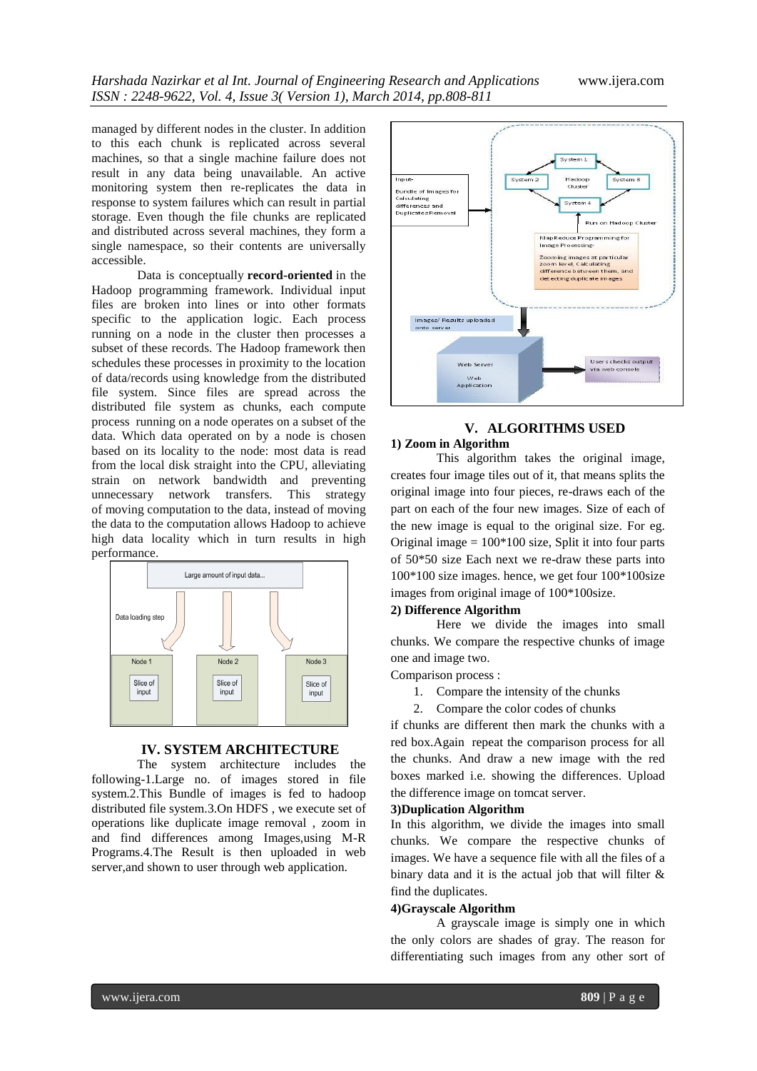managed by different nodes in the cluster. In addition to this each chunk is replicated across several machines, so that a single machine failure does not result in any data being unavailable. An active monitoring system then re-replicates the data in response to system failures which can result in partial storage. Even though the file chunks are replicated and distributed across several machines, they form a single namespace, so their contents are universally accessible.

Data is conceptually **record-oriented** in the Hadoop programming framework. Individual input files are broken into lines or into other formats specific to the application logic. Each process running on a node in the cluster then processes a subset of these records. The Hadoop framework then schedules these processes in proximity to the location of data/records using knowledge from the distributed file system. Since files are spread across the distributed file system as chunks, each compute process running on a node operates on a subset of the data. Which data operated on by a node is chosen based on its locality to the node: most data is read from the local disk straight into the CPU, alleviating strain on network bandwidth and preventing unnecessary network transfers. This strategy of moving computation to the data, instead of moving the data to the computation allows Hadoop to achieve high data locality which in turn results in high performance.

## IV. SYSTEM ARCHITECTURE

The system architecture includes the following-1.Large no. of images stored in file system.2.This Bundle of images is fed to hadoop distributed file system.3.On HDFS , we execute set of operations like duplicate image removal , zoom in and find differences among Images,using M-R Programs.4.The Result is then uploaded in web server,and shown to user through web application.

## V. ALGORITHMS USED

**1) Zoom in Algorithm**

This algorithm takes the original image, creates four image tiles out of it, that means splits the original image into four pieces, re-draws each of the part on each of the four new images. Size of each of the new image is equal to the original size. For eg. Original image = 100*100 size, Split it into four parts of 50*50 size Each next we re-draw these parts into 100*100 size images. hence, we get four 100*100size images from original image of 100*100size.

**2) Difference Algorithm**

Here we divide the images into small chunks. We compare the respective chunks of image one and image two.

Comparison process :

1. Compare the intensity of the chunks
2. Compare the color codes of chunks

if chunks are different then mark the chunks with a red box.Again repeat the comparison process for all the chunks. And draw a new image with the red boxes marked i.e. showing the differences. Upload the difference image on tomcat server.

**3)Duplication Algorithm**

In this algorithm, we divide the images into small chunks. We compare the respective chunks of images. We have a sequence file with all the files of a binary data and it is the actual job that will filter & find the duplicates.

**4)Grayscale Algorithm**

A grayscale image is simply one in which the only colors are shades of gray. The reason for differentiating such images from any other sort of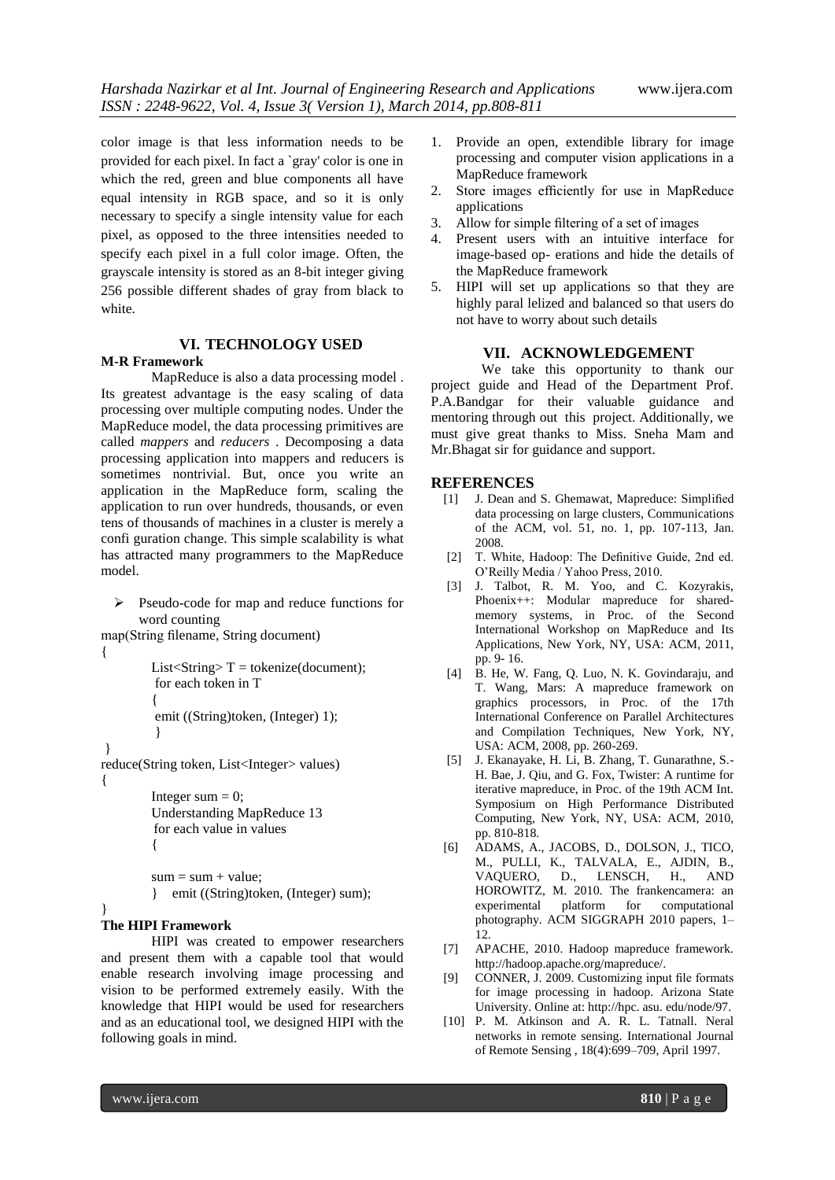color image is that less information needs to be provided for each pixel. In fact a `gray' color is one in which the red, green and blue components all have equal intensity in RGB space, and so it is only necessary to specify a single intensity value for each pixel, as opposed to the three intensities needed to specify each pixel in a full color image. Often, the grayscale intensity is stored as an 8-bit integer giving 256 possible different shades of gray from black to white.

## VI. TECHNOLOGY USED

**M-R Framework**

MapReduce is also a data processing model . Its greatest advantage is the easy scaling of data processing over multiple computing nodes. Under the MapReduce model, the data processing primitives are called *mappers* and *reducers* . Decomposing a data processing application into mappers and reducers is sometimes nontrivial. But, once you write an application in the MapReduce form, scaling the application to run over hundreds, thousands, or even tens of thousands of machines in a cluster is merely a confi guration change. This simple scalability is what has attracted many programmers to the MapReduce model.

- Pseudo-code for map and reduce functions for word counting

```
map(String filename, String document)
{
        List<String> T = tokenize(document);
         for each token in T
         {
         emit ((String)token, (Integer) 1);
         }
 }
reduce(String token, List<Integer> values)
{
        Integer sum = 0;
        Understanding MapReduce 13
         for each value in values
         {

        sum = sum + value;
        }    emit ((String)token, (Integer) sum);
}
```

**The HIPI Framework**

HIPI was created to empower researchers and present them with a capable tool that would enable research involving image processing and vision to be performed extremely easily. With the knowledge that HIPI would be used for researchers and as an educational tool, we designed HIPI with the following goals in mind.

1. Provide an open, extendible library for image processing and computer vision applications in a MapReduce framework
2. Store images efficiently for use in MapReduce applications
3. Allow for simple filtering of a set of images
4. Present users with an intuitive interface for image-based op- erations and hide the details of the MapReduce framework
5. HIPI will set up applications so that they are highly paral lelized and balanced so that users do not have to worry about such details

## VII. ACKNOWLEDGEMENT

We take this opportunity to thank our project guide and Head of the Department Prof. P.A.Bandgar for their valuable guidance and mentoring through out this project. Additionally, we must give great thanks to Miss. Sneha Mam and Mr.Bhagat sir for guidance and support.

## REFERENCES

[1] J. Dean and S. Ghemawat, Mapreduce: Simplified data processing on large clusters, Communications of the ACM, vol. 51, no. 1, pp. 107-113, Jan. 2008.

[2] T. White, Hadoop: The Definitive Guide, 2nd ed. O'Reilly Media / Yahoo Press, 2010.

[3] J. Talbot, R. M. Yoo, and C. Kozyrakis, Phoenix++: Modular mapreduce for shared-memory systems, in Proc. of the Second International Workshop on MapReduce and Its Applications, New York, NY, USA: ACM, 2011, pp. 9- 16.

[4] B. He, W. Fang, Q. Luo, N. K. Govindaraju, and T. Wang, Mars: A mapreduce framework on graphics processors, in Proc. of the 17th International Conference on Parallel Architectures and Compilation Techniques, New York, NY, USA: ACM, 2008, pp. 260-269.

[5] J. Ekanayake, H. Li, B. Zhang, T. Gunarathne, S.-H. Bae, J. Qiu, and G. Fox, Twister: A runtime for iterative mapreduce, in Proc. of the 19th ACM Int. Symposium on High Performance Distributed Computing, New York, NY, USA: ACM, 2010, pp. 810-818.

[6] ADAMS, A., JACOBS, D., DOLSON, J., TICO, M., PULLI, K., TALVALA, E., AJDIN, B., VAQUERO, D., LENSCH, H., AND HOROWITZ, M. 2010. The frankencamera: an experimental platform for computational photography. ACM SIGGRAPH 2010 papers, 1–12.

[7] APACHE, 2010. Hadoop mapreduce framework. http://hadoop.apache.org/mapreduce/.

[9] CONNER, J. 2009. Customizing input file formats for image processing in hadoop. Arizona State University. Online at: http://hpc. asu. edu/node/97.

[10] P. M. Atkinson and A. R. L. Tatnall. Neral networks in remote sensing. International Journal of Remote Sensing , 18(4):699–709, April 1997.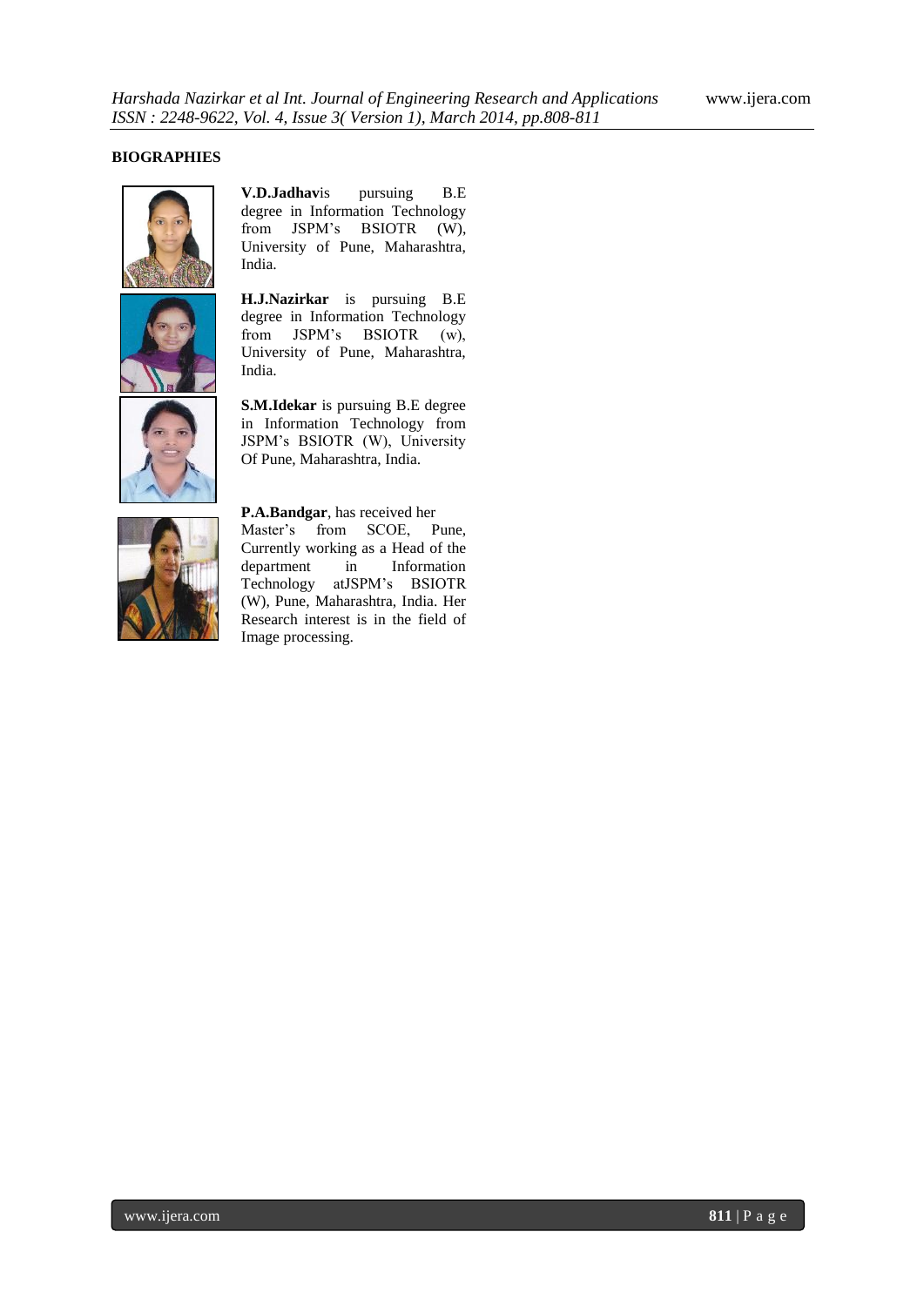**BIOGRAPHIES**

**V.D.Jadhav**is pursuing B.E degree in Information Technology from JSPM's BSIOTR (W), University of Pune, Maharashtra, India.

**H.J.Nazirkar** is pursuing B.E degree in Information Technology from JSPM's BSIOTR (w), University of Pune, Maharashtra, India.

**S.M.Idekar** is pursuing B.E degree in Information Technology from JSPM's BSIOTR (W), University Of Pune, Maharashtra, India.

**P.A.Bandgar**, has received her Master's from SCOE, Pune, Currently working as a Head of the department in Information Technology atJSPM's BSIOTR (W), Pune, Maharashtra, India. Her Research interest is in the field of Image processing.